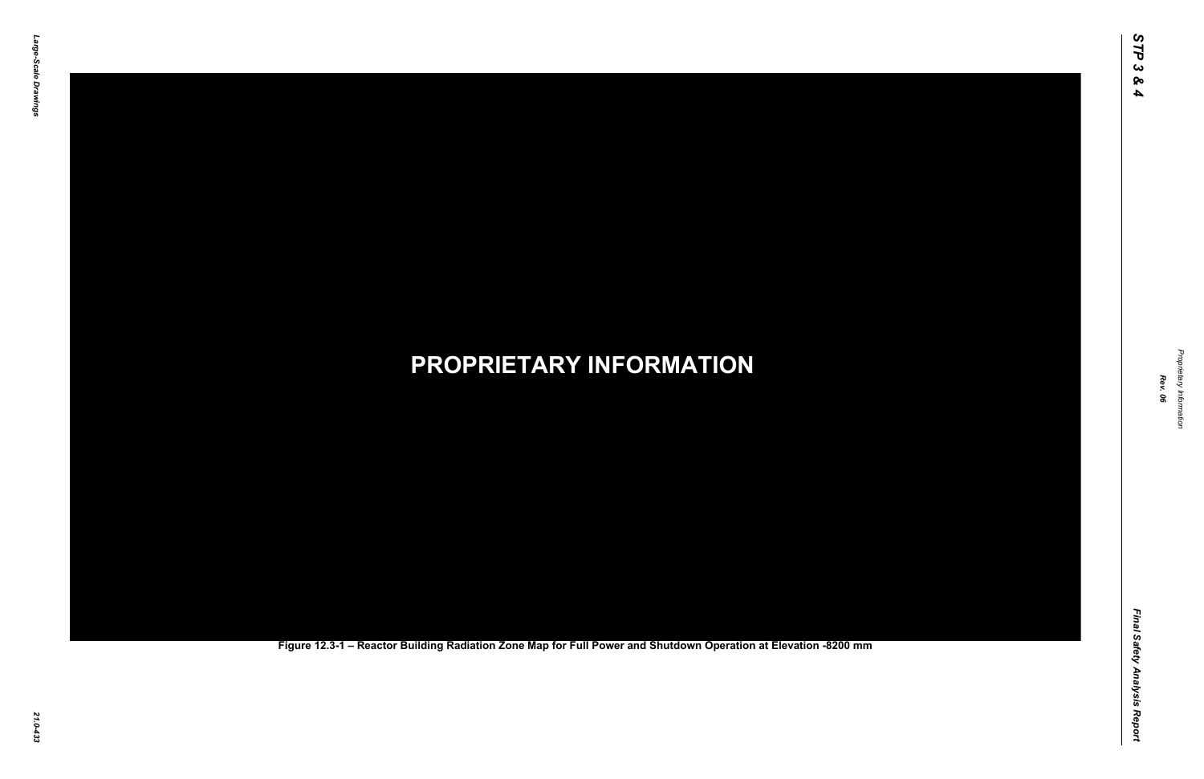**PROPRIETARY INFORMATION**

Figure 12.3-1 – Reactor Building Radiation Zone Map for Full Power and Shutdown Operation at Elevation -8200 mm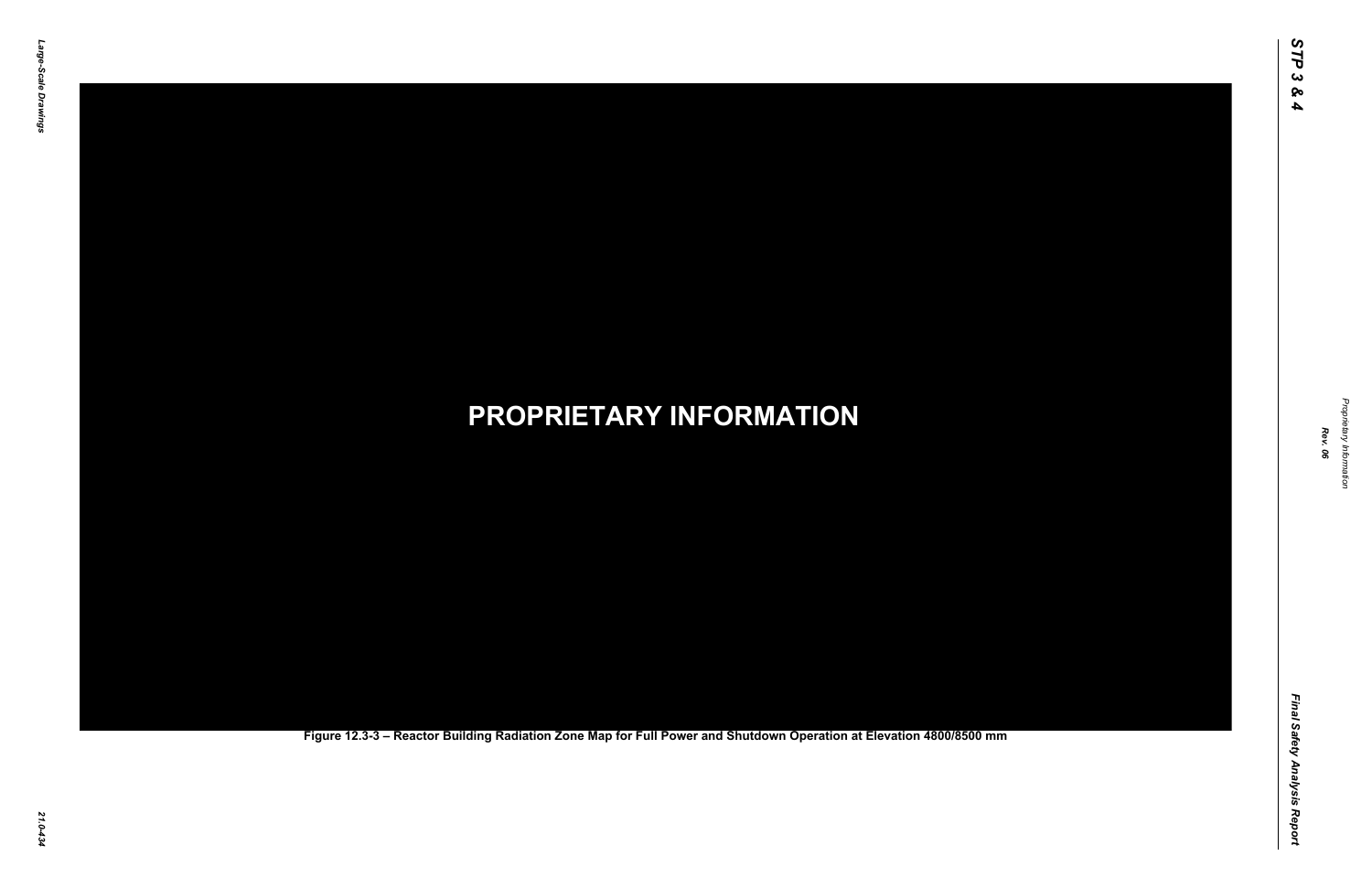PROPRIETARY INFORMATION

Figure 12.3-3 – Reactor Building Radiation Zone Map for Full Power and Shutdown Operation at Elevation 4800/8500 mm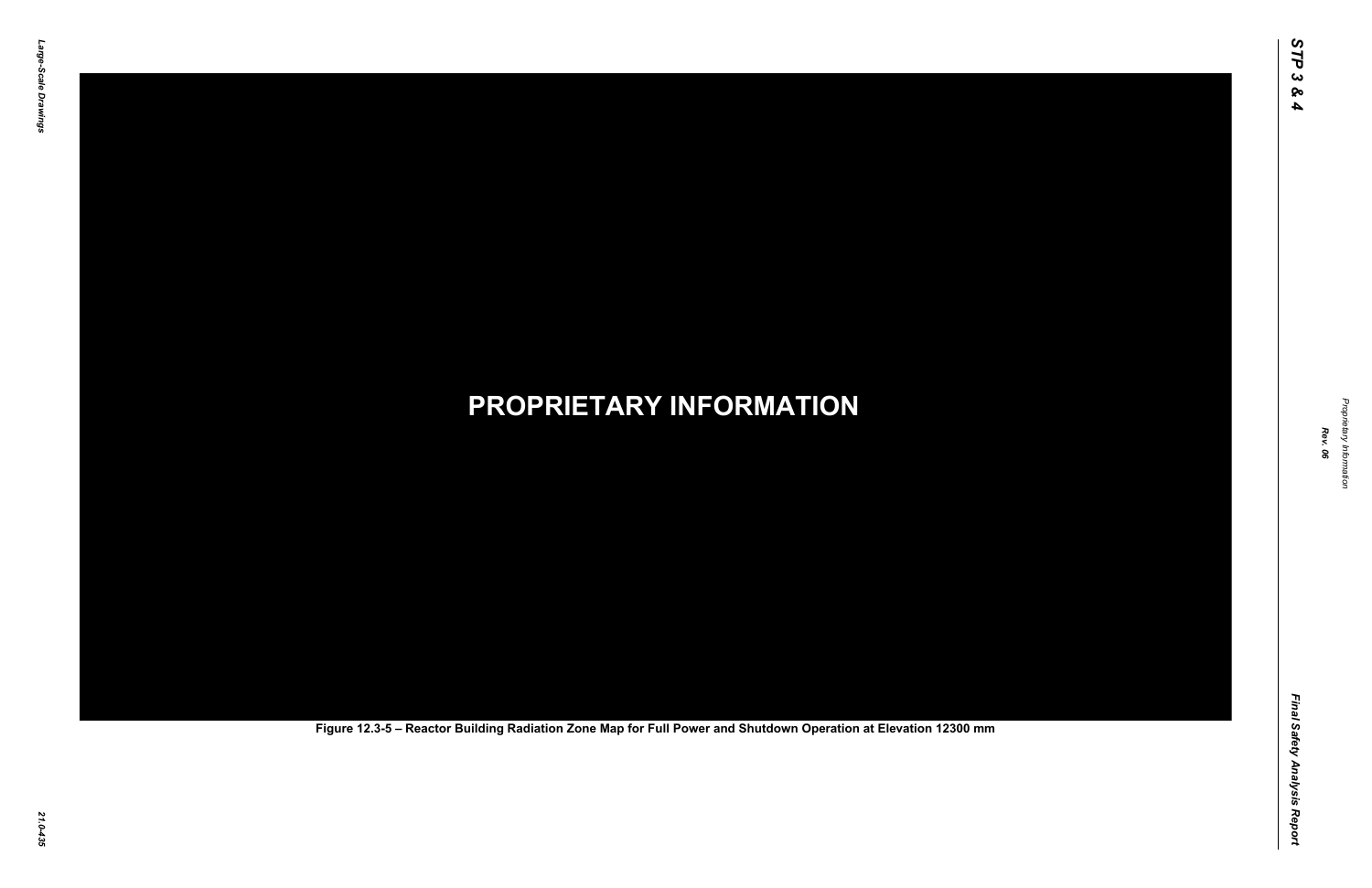**PROPRIETARY INFORMATION**

Figure 12.3-5 – Reactor Building Radiation Zone Map for Full Power and Shutdown Operation at Elevation 12300 mm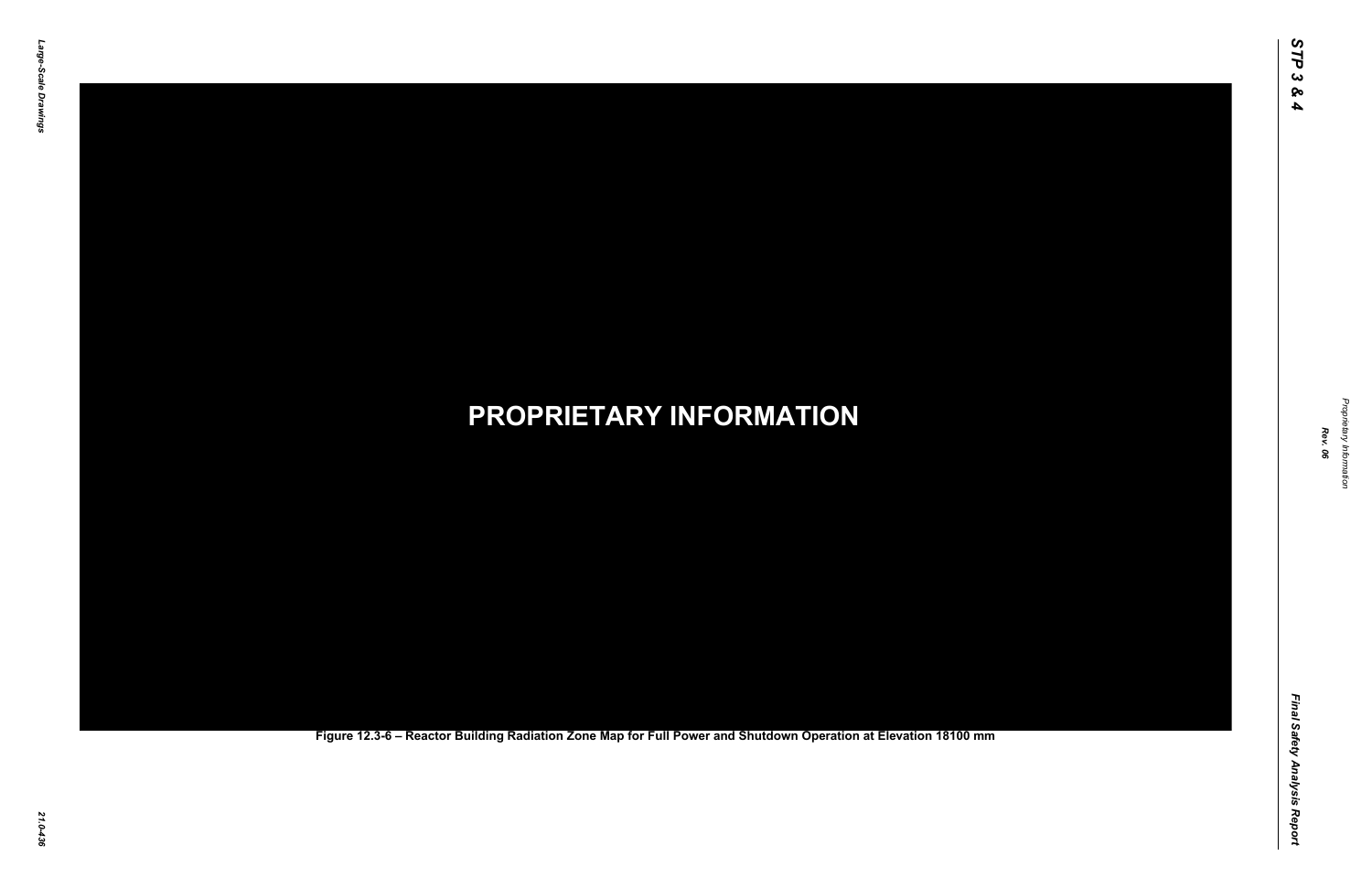**PROPRIETARY INFORMATION**

Figure 12.3-6 – Reactor Building Radiation Zone Map for Full Power and Shutdown Operation at Elevation 18100 mm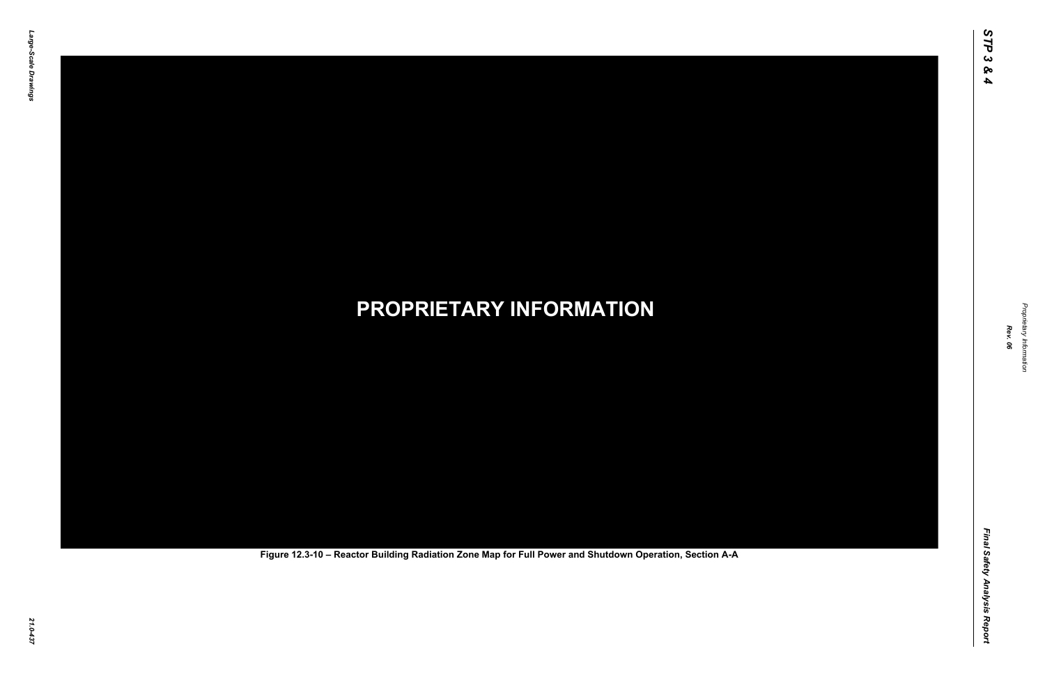**PROPRIETARY INFORMATION**

Figure 12.3-10 – Reactor Building Radiation Zone Map for Full Power and Shutdown Operation, Section A-A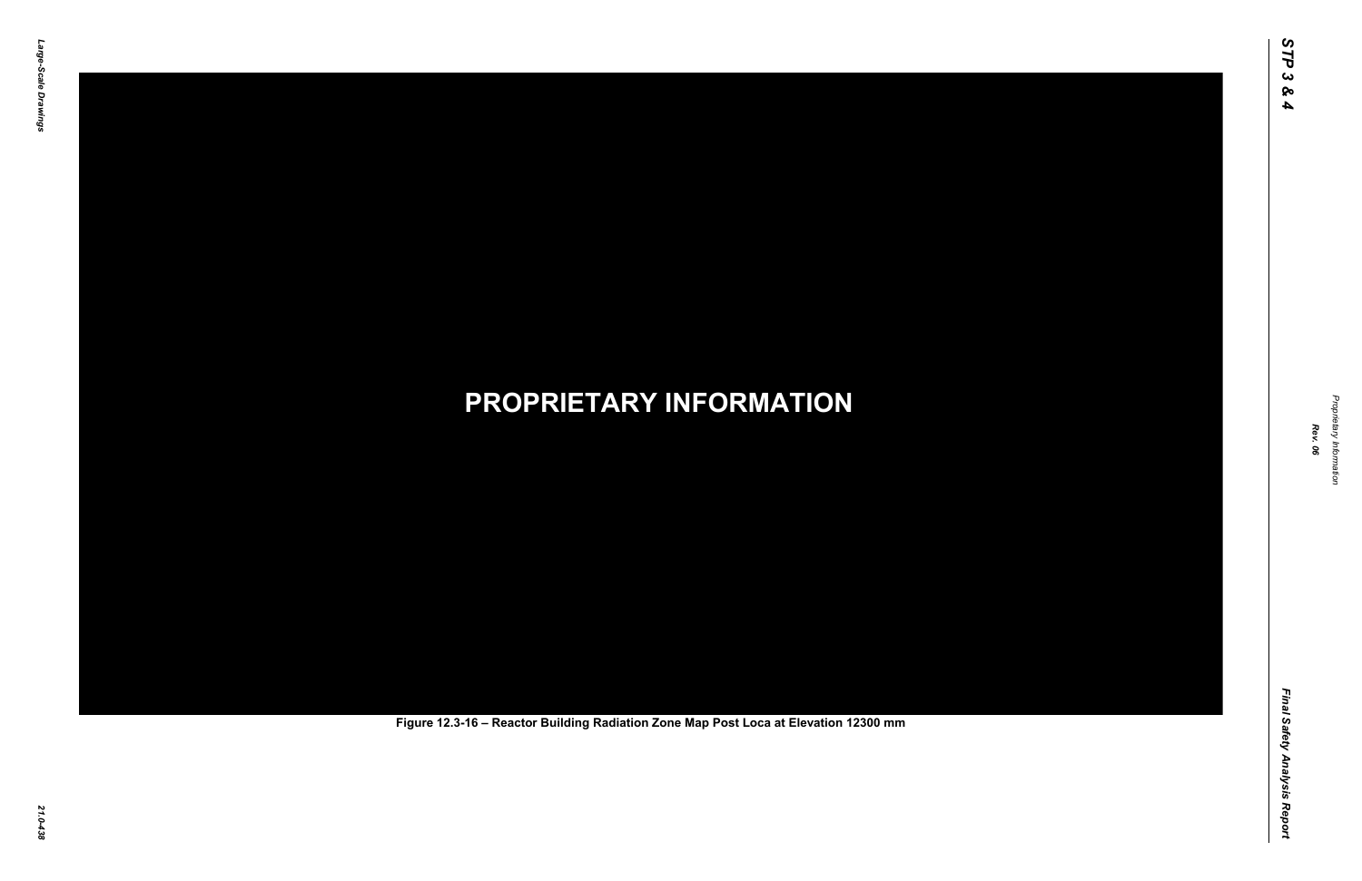PROPRIETARY INFORMATION

Figure 12.3-16 – Reactor Building Radiation Zone Map Post Loca at Elevation 12300 mm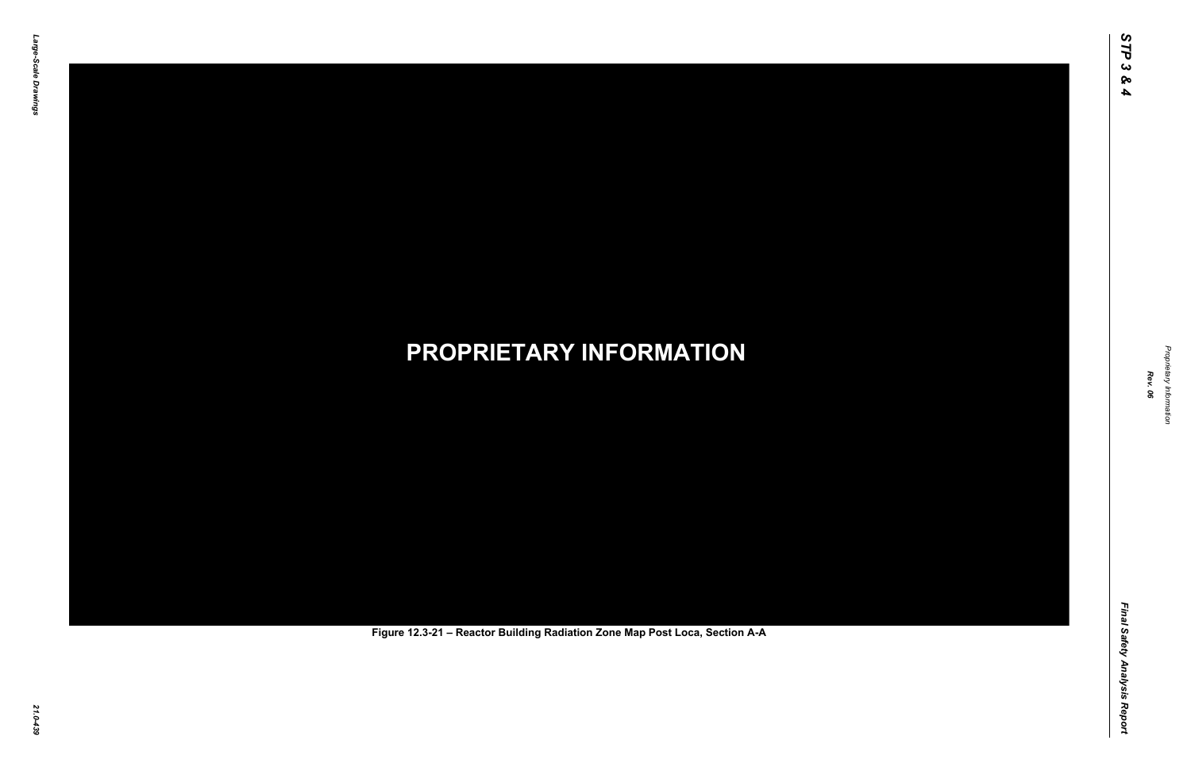**PROPRIETARY INFORMATION**

Figure 12.3-21 – Reactor Building Radiation Zone Map Post Loca, Section A-A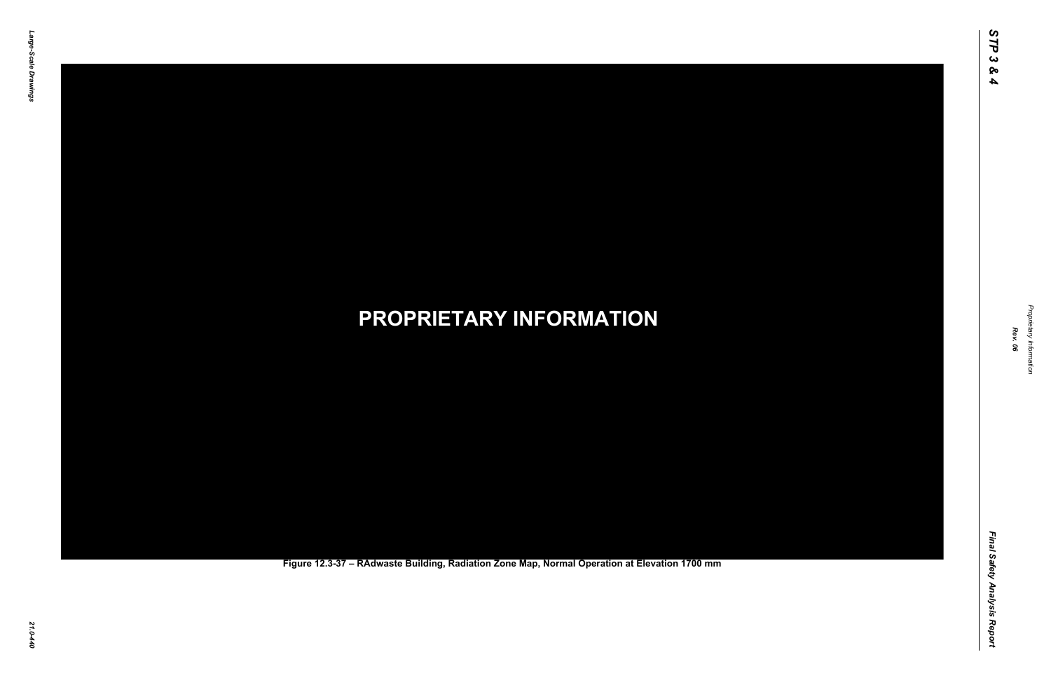**PROPRIETARY INFORMATION**

Figure 12.3-37 – RAdwaste Building, Radiation Zone Map, Normal Operation at Elevation 1700 mm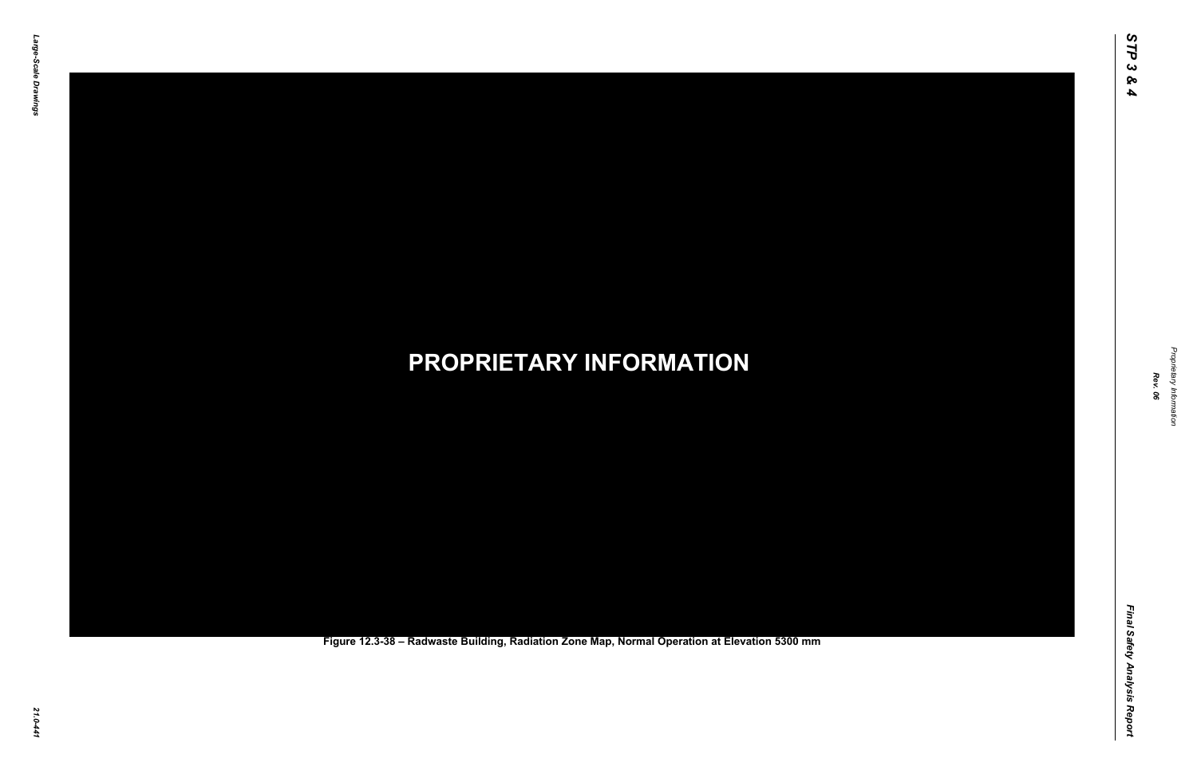PROPRIETARY INFORMATION

Figure 12.3-38 – Radwaste Building, Radiation Zone Map, Normal Operation at Elevation 5300 mm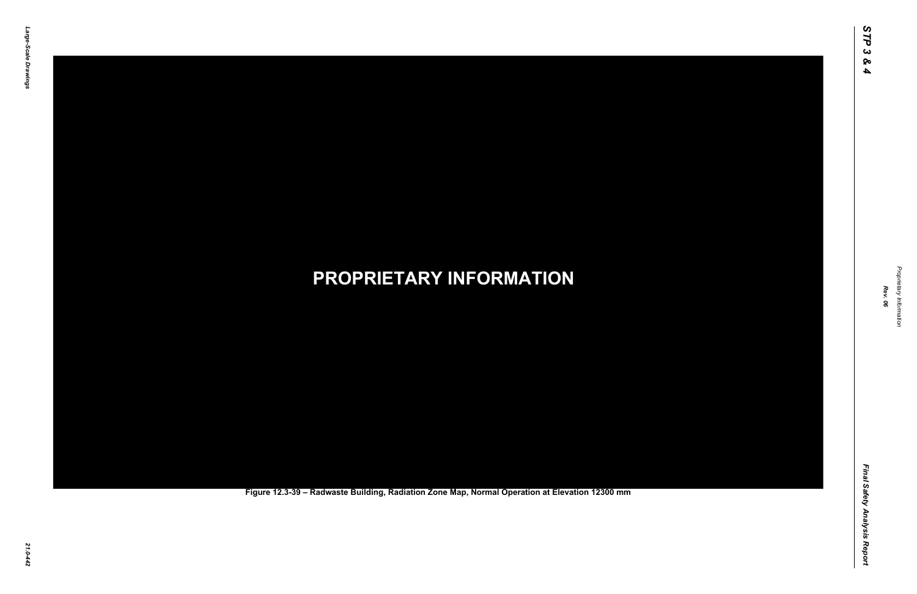**PROPRIETARY INFORMATION**

Figure 12.3-39 – Radwaste Building, Radiation Zone Map, Normal Operation at Elevation 12300 mm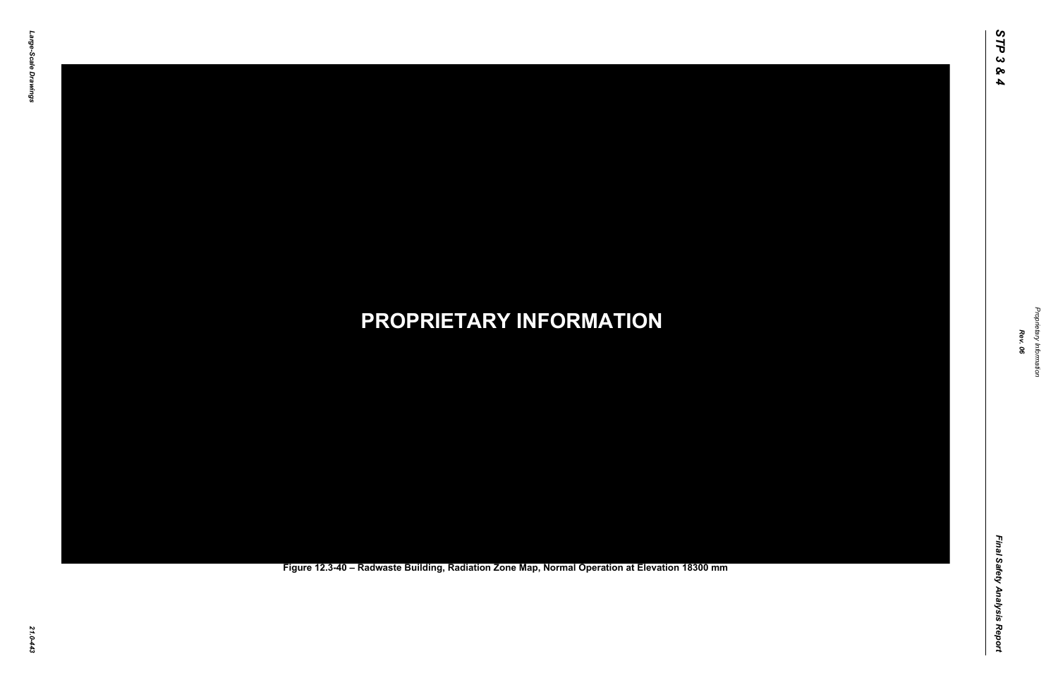PROPRIETARY INFORMATION

Figure 12.3-40 – Radwaste Building, Radiation Zone Map, Normal Operation at Elevation 18300 mm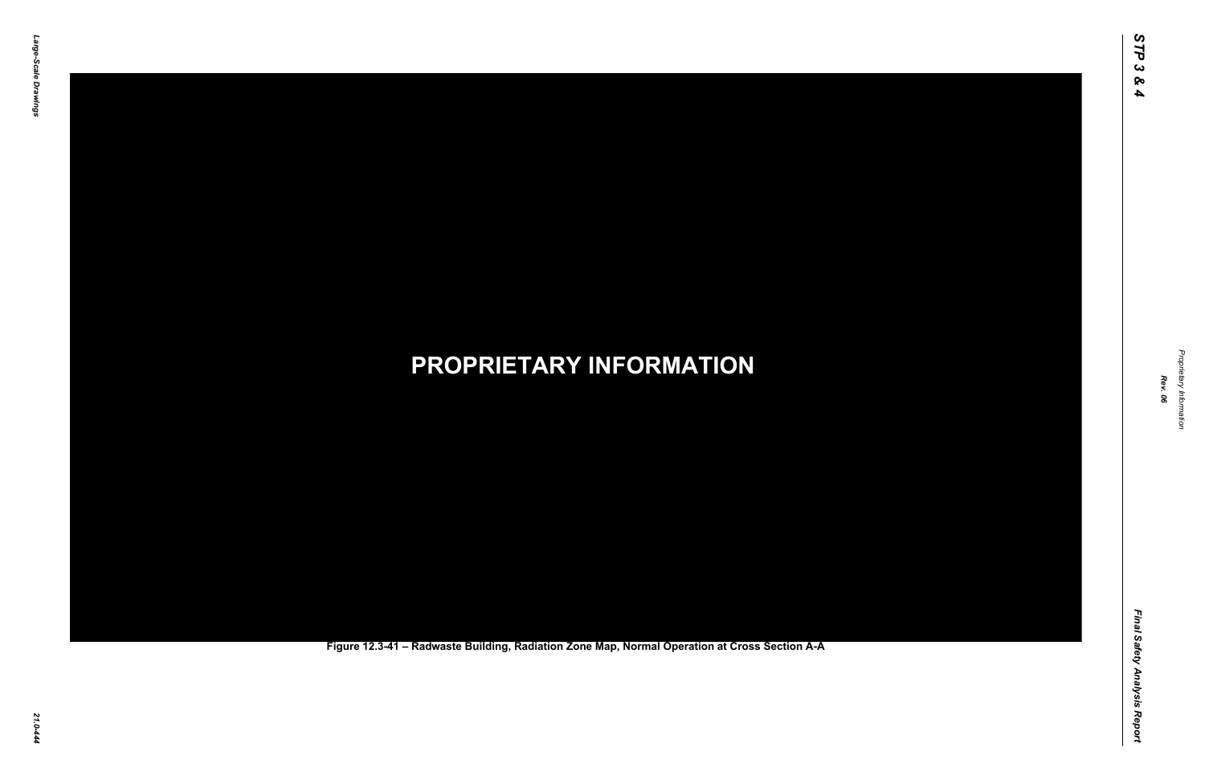**PROPRIETARY INFORMATION**

Figure 12.3-41 – Radwaste Building, Radiation Zone Map, Normal Operation at Cross Section A-A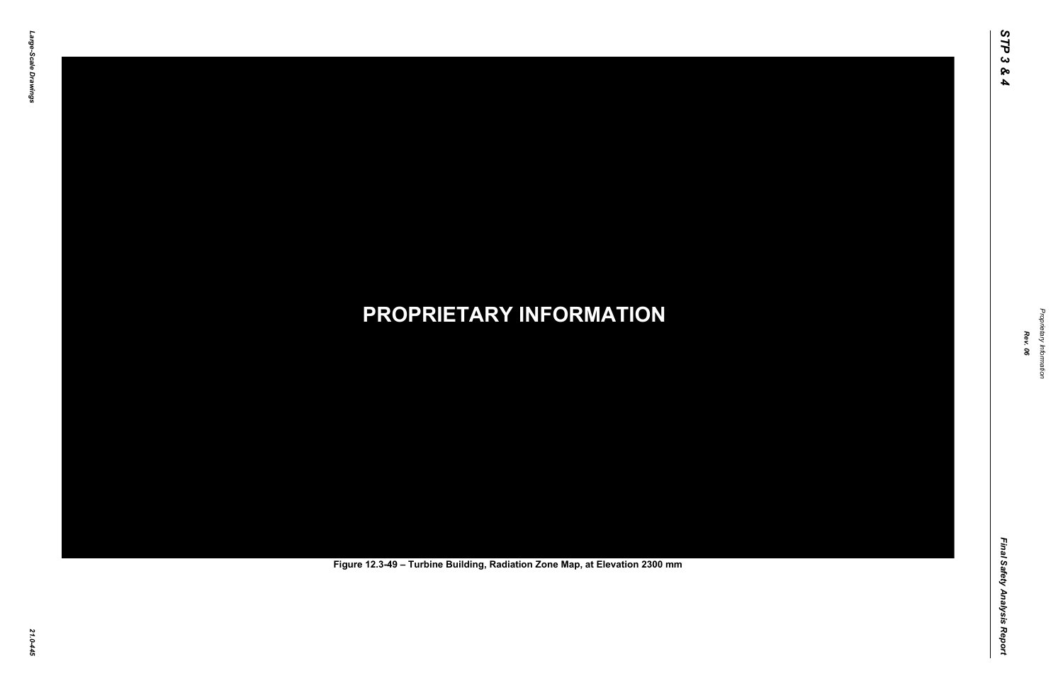**PROPRIETARY INFORMATION**

Figure 12.3-49 – Turbine Building, Radiation Zone Map, at Elevation 2300 mm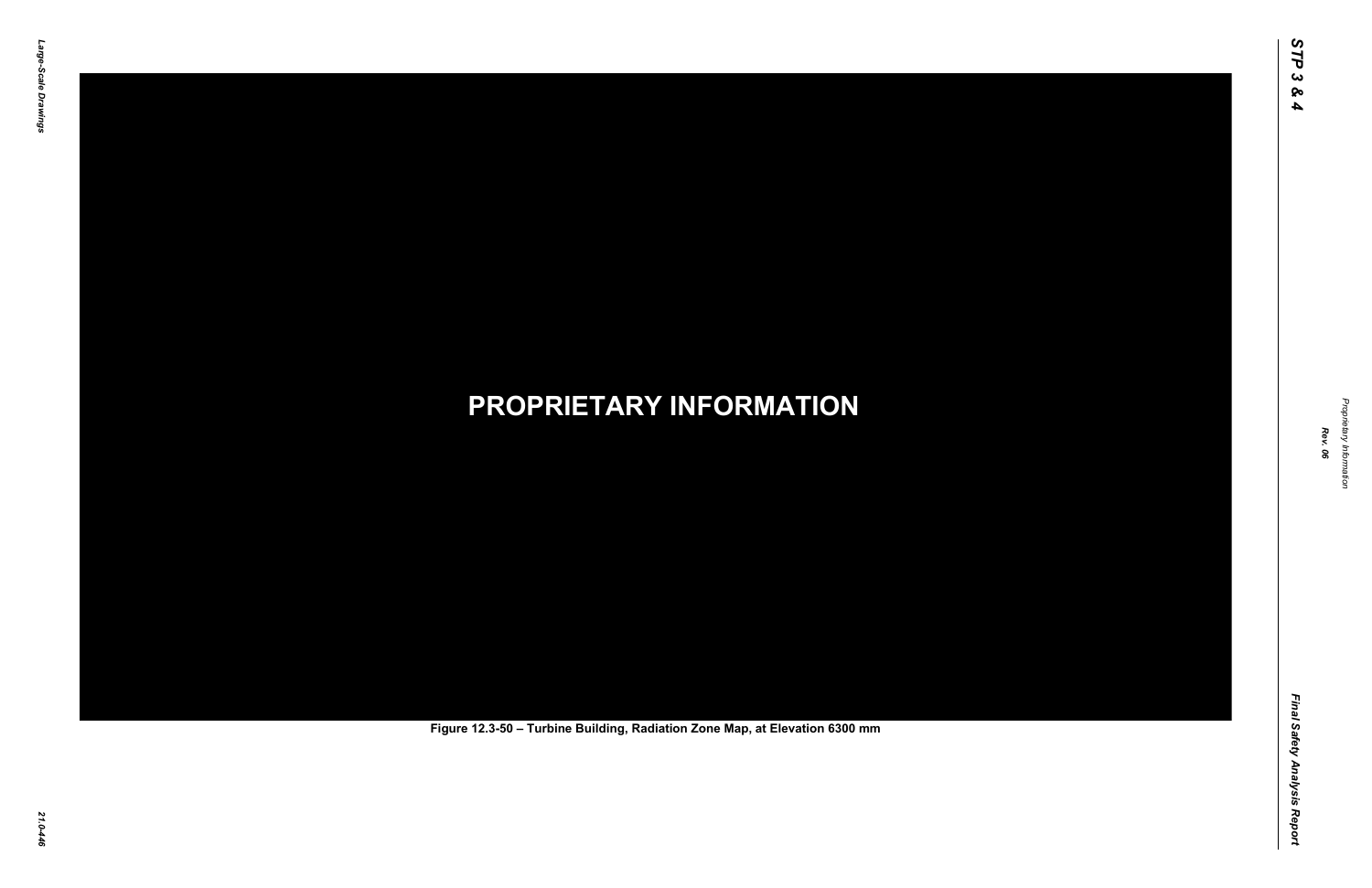**PROPRIETARY INFORMATION**

**Figure 12.3-50 – Turbine Building, Radiation Zone Map, at Elevation 6300 mm**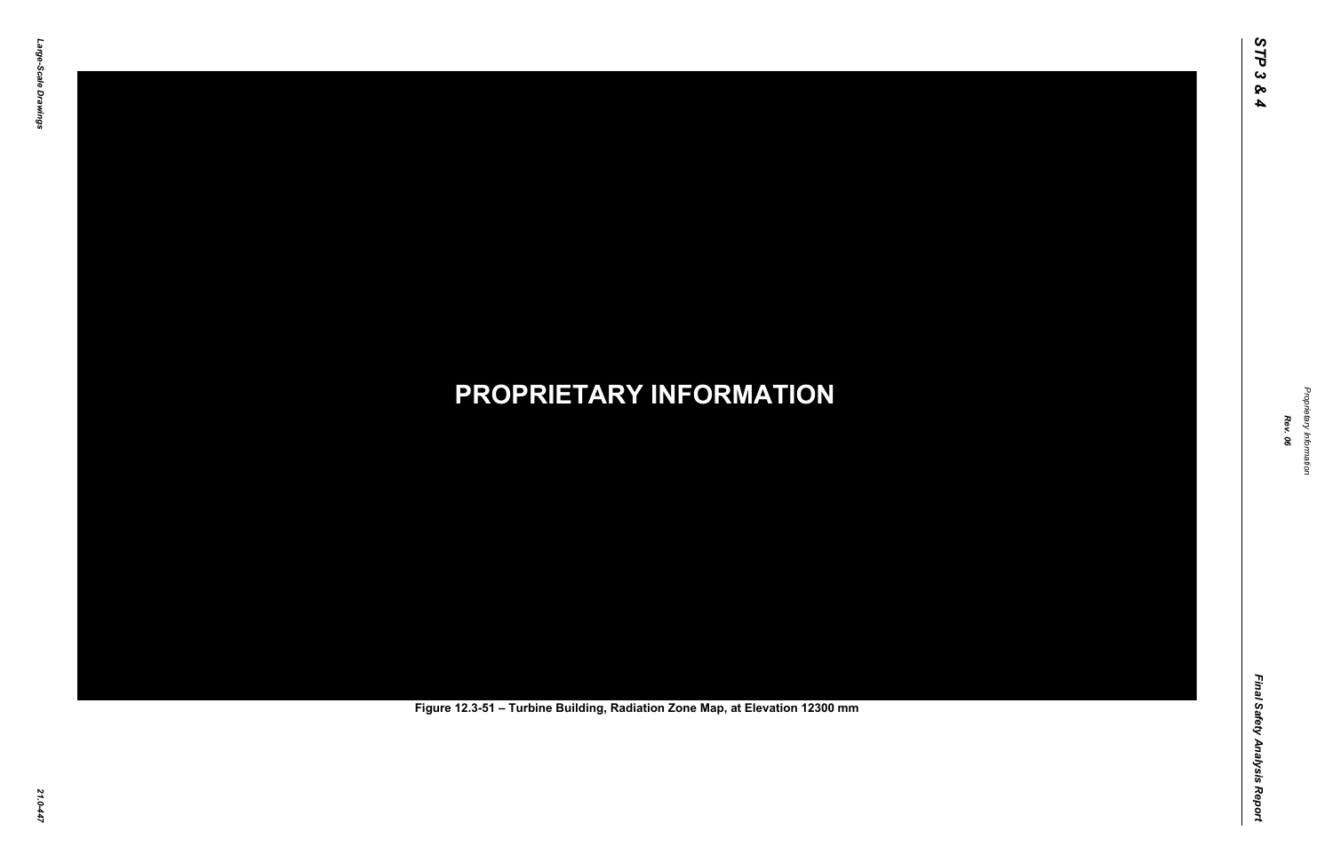**PROPRIETARY INFORMATION**

Figure 12.3-51 – Turbine Building, Radiation Zone Map, at Elevation 12300 mm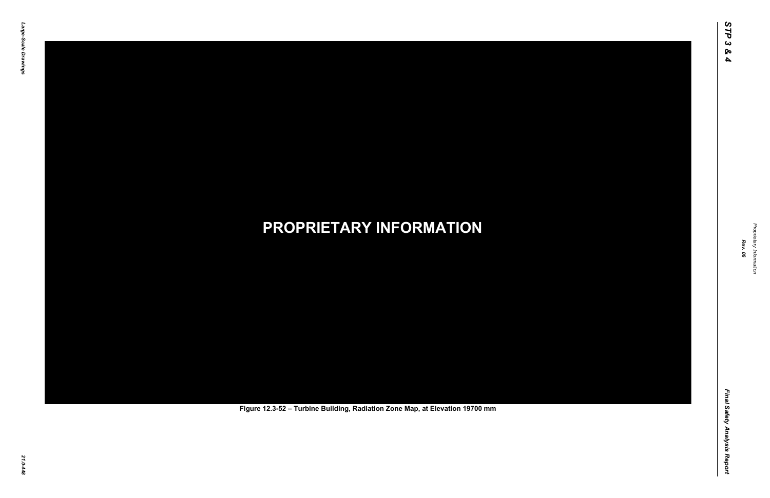**PROPRIETARY INFORMATION**

Figure 12.3-52 – Turbine Building, Radiation Zone Map, at Elevation 19700 mm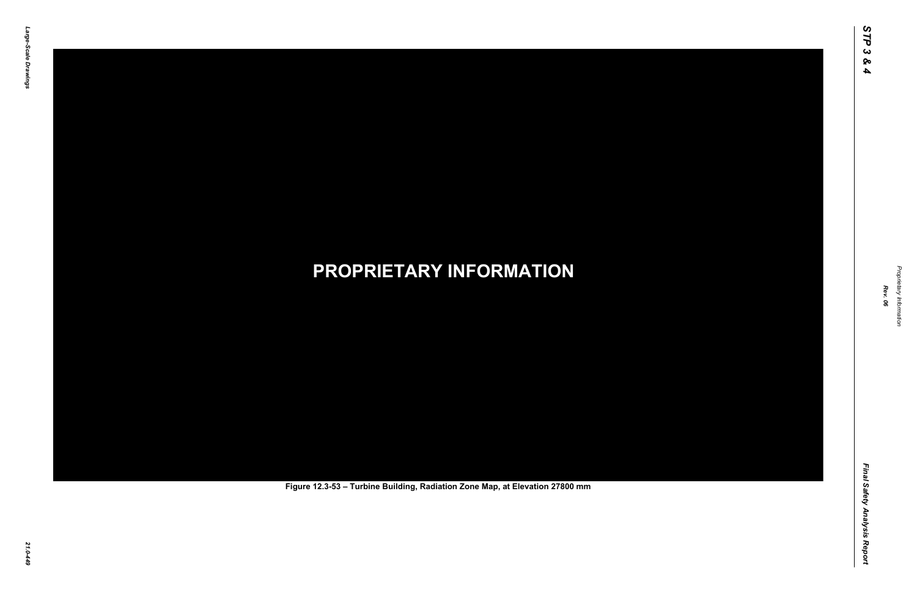**PROPRIETARY INFORMATION**

Figure 12.3-53 – Turbine Building, Radiation Zone Map, at Elevation 27800 mm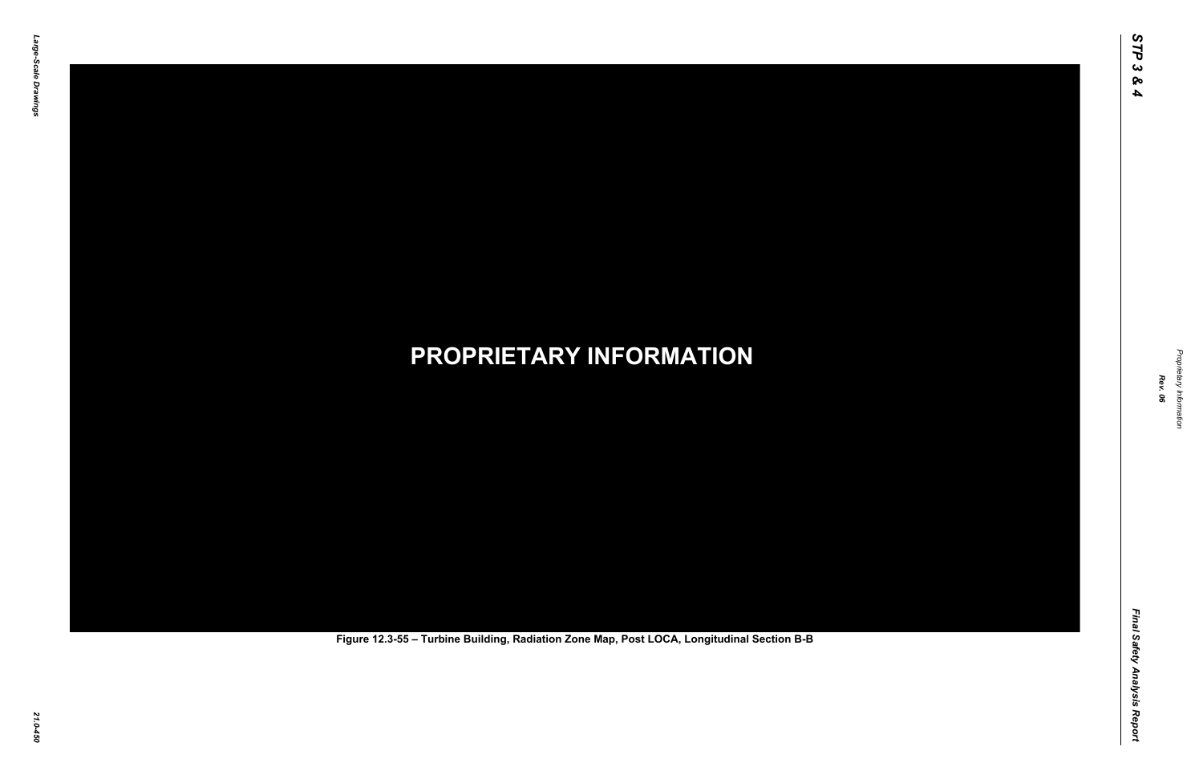PROPRIETARY INFORMATION

Figure 12.3-55 – Turbine Building, Radiation Zone Map, Post LOCA, Longitudinal Section B-B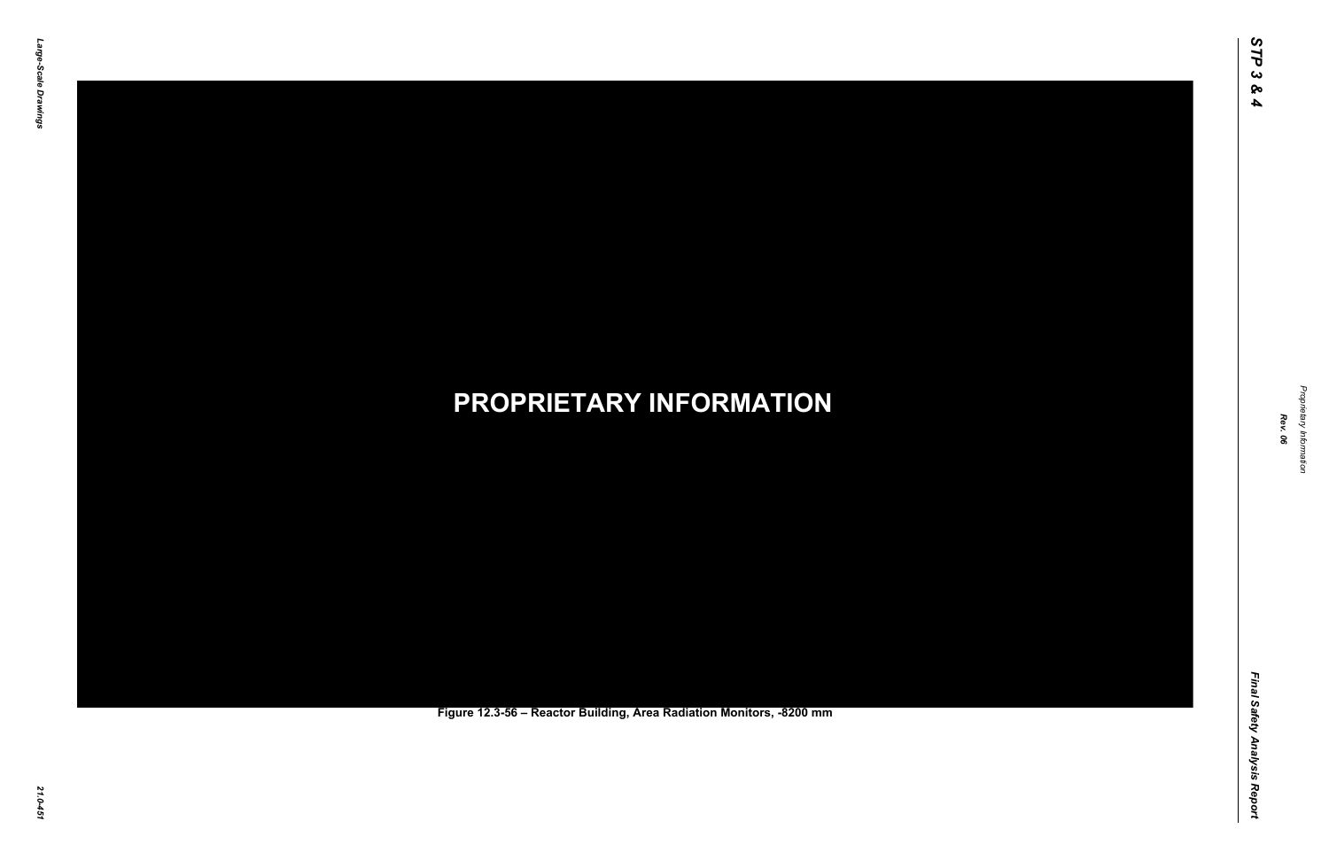**PROPRIETARY INFORMATION**

**Figure 12.3-56 – Reactor Building, Area Radiation Monitors, -8200 mm**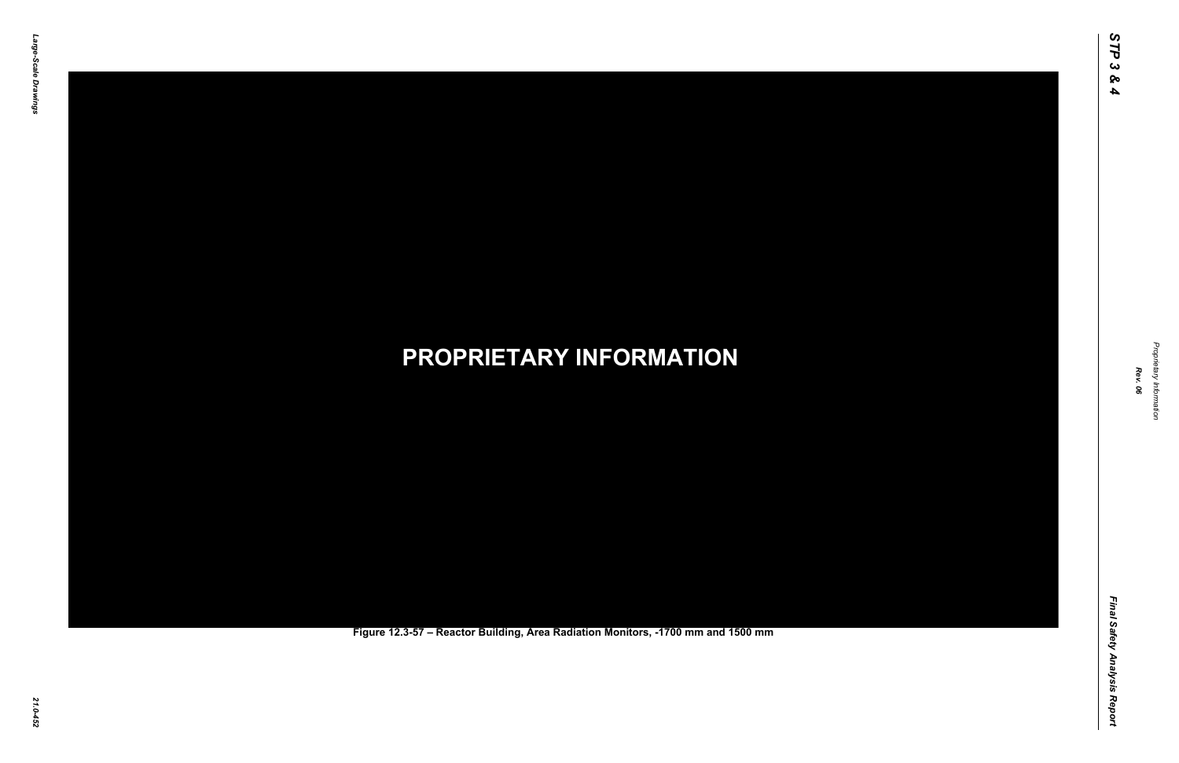**PROPRIETARY INFORMATION**

Figure 12.3-57 – Reactor Building, Area Radiation Monitors, -1700 mm and 1500 mm